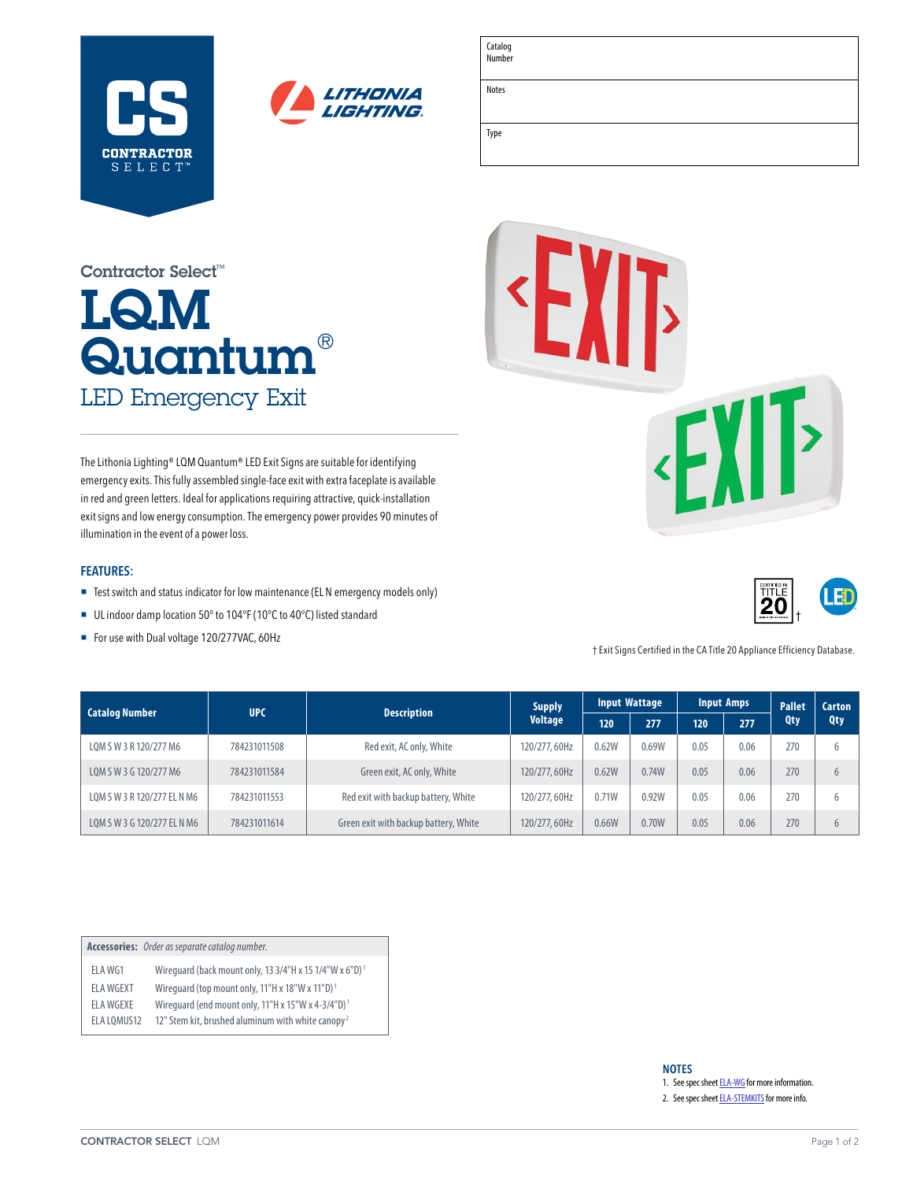CS CONTRACTOR SELECT™

LITHONIA LIGHTING.

| Catalog Number | |
|---|---|
| Notes | |
| Type | |

Contractor Select™

# LQM Quantum®

## LED Emergency Exit

The Lithonia Lighting® LQM Quantum® LED Exit Signs are suitable for identifying emergency exits. This fully assembled single-face exit with extra faceplate is available in red and green letters. Ideal for applications requiring attractive, quick-installation exit signs and low energy consumption. The emergency power provides 90 minutes of illumination in the event of a power loss.

### FEATURES:

- Test switch and status indicator for low maintenance (EL N emergency models only)
- UL indoor damp location 50° to 104°F (10°C to 40°C) listed standard
- For use with Dual voltage 120/277VAC, 60Hz

† Exit Signs Certified in the CA Title 20 Appliance Efficiency Database.

| Catalog Number | UPC | Description | Supply Voltage | Input Wattage | | Input Amps | | Pallet Qty | Carton Qty |
|---|---|---|---|---|---|---|---|---|---|
| | | | | 120 | 277 | 120 | 277 | | |
| LQM S W 3 R 120/277 M6 | 784231011508 | Red exit, AC only, White | 120/277, 60Hz | 0.62W | 0.69W | 0.05 | 0.06 | 270 | 6 |
| LQM S W 3 G 120/277 M6 | 784231011584 | Green exit, AC only, White | 120/277, 60Hz | 0.62W | 0.74W | 0.05 | 0.06 | 270 | 6 |
| LQM S W 3 R 120/277 EL N M6 | 784231011553 | Red exit with backup battery, White | 120/277, 60Hz | 0.71W | 0.92W | 0.05 | 0.06 | 270 | 6 |
| LQM S W 3 G 120/277 EL N M6 | 784231011614 | Green exit with backup battery, White | 120/277, 60Hz | 0.66W | 0.70W | 0.05 | 0.06 | 270 | 6 |

**Accessories:** *Order as separate catalog number.*

| | |
|---|---|
| ELA WG1 | Wireguard (back mount only, 13 3/4"H x 15 1/4"W x 6"D)[1] |
| ELA WGEXT | Wireguard (top mount only, 11"H x 18"W x 11"D)[1] |
| ELA WGEXE | Wireguard (end mount only, 11"H x 15"W x 4-3/4"D)[1] |
| ELA LQMUS12 | 12" Stem kit, brushed aluminum with white canopy[2] |

**NOTES**

1. See spec sheet ELA-WG for more information.
2. See spec sheet ELA-STEMKITS for more info.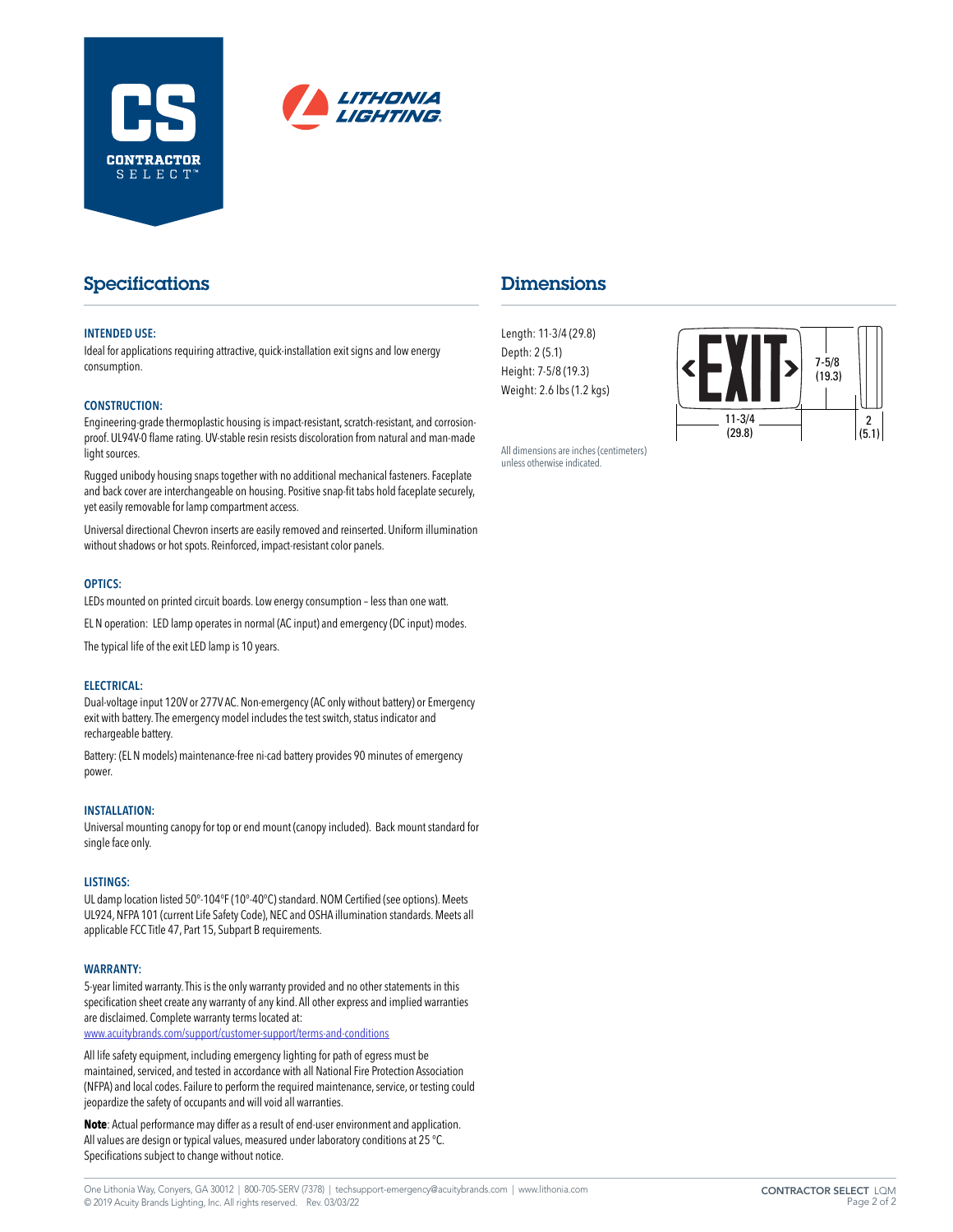## Specifications

### INTENDED USE:

Ideal for applications requiring attractive, quick-installation exit signs and low energy consumption.

### CONSTRUCTION:

Engineering-grade thermoplastic housing is impact-resistant, scratch-resistant, and corrosion-proof. UL94V-0 flame rating. UV-stable resin resists discoloration from natural and man-made light sources.

Rugged unibody housing snaps together with no additional mechanical fasteners. Faceplate and back cover are interchangeable on housing. Positive snap-fit tabs hold faceplate securely, yet easily removable for lamp compartment access.

Universal directional Chevron inserts are easily removed and reinserted. Uniform illumination without shadows or hot spots. Reinforced, impact-resistant color panels.

### OPTICS:

LEDs mounted on printed circuit boards. Low energy consumption – less than one watt.

EL N operation: LED lamp operates in normal (AC input) and emergency (DC input) modes.

The typical life of the exit LED lamp is 10 years.

### ELECTRICAL:

Dual-voltage input 120V or 277V AC. Non-emergency (AC only without battery) or Emergency exit with battery. The emergency model includes the test switch, status indicator and rechargeable battery.

Battery: (EL N models) maintenance-free ni-cad battery provides 90 minutes of emergency power.

### INSTALLATION:

Universal mounting canopy for top or end mount (canopy included). Back mount standard for single face only.

### LISTINGS:

UL damp location listed 50°-104°F (10°-40°C) standard. NOM Certified (see options). Meets UL924, NFPA 101 (current Life Safety Code), NEC and OSHA illumination standards. Meets all applicable FCC Title 47, Part 15, Subpart B requirements.

### WARRANTY:

5-year limited warranty. This is the only warranty provided and no other statements in this specification sheet create any warranty of any kind. All other express and implied warranties are disclaimed. Complete warranty terms located at:
www.acuitybrands.com/support/customer-support/terms-and-conditions

All life safety equipment, including emergency lighting for path of egress must be maintained, serviced, and tested in accordance with all National Fire Protection Association (NFPA) and local codes. Failure to perform the required maintenance, service, or testing could jeopardize the safety of occupants and will void all warranties.

**Note**: Actual performance may differ as a result of end-user environment and application. All values are design or typical values, measured under laboratory conditions at 25 °C. Specifications subject to change without notice.

## Dimensions

Length: 11-3/4 (29.8)
Depth: 2 (5.1)
Height: 7-5/8 (19.3)
Weight: 2.6 lbs (1.2 kgs)

EXIT
7-5/8
(19.3)
11-3/4
(29.8)
2
(5.1)

All dimensions are inches (centimeters) unless otherwise indicated.

One Lithonia Way, Conyers, GA 30012 | 800-705-SERV (7378) | techsupport-emergency@acuitybrands.com | www.lithonia.com
© 2019 Acuity Brands Lighting, Inc. All rights reserved. Rev. 03/03/22